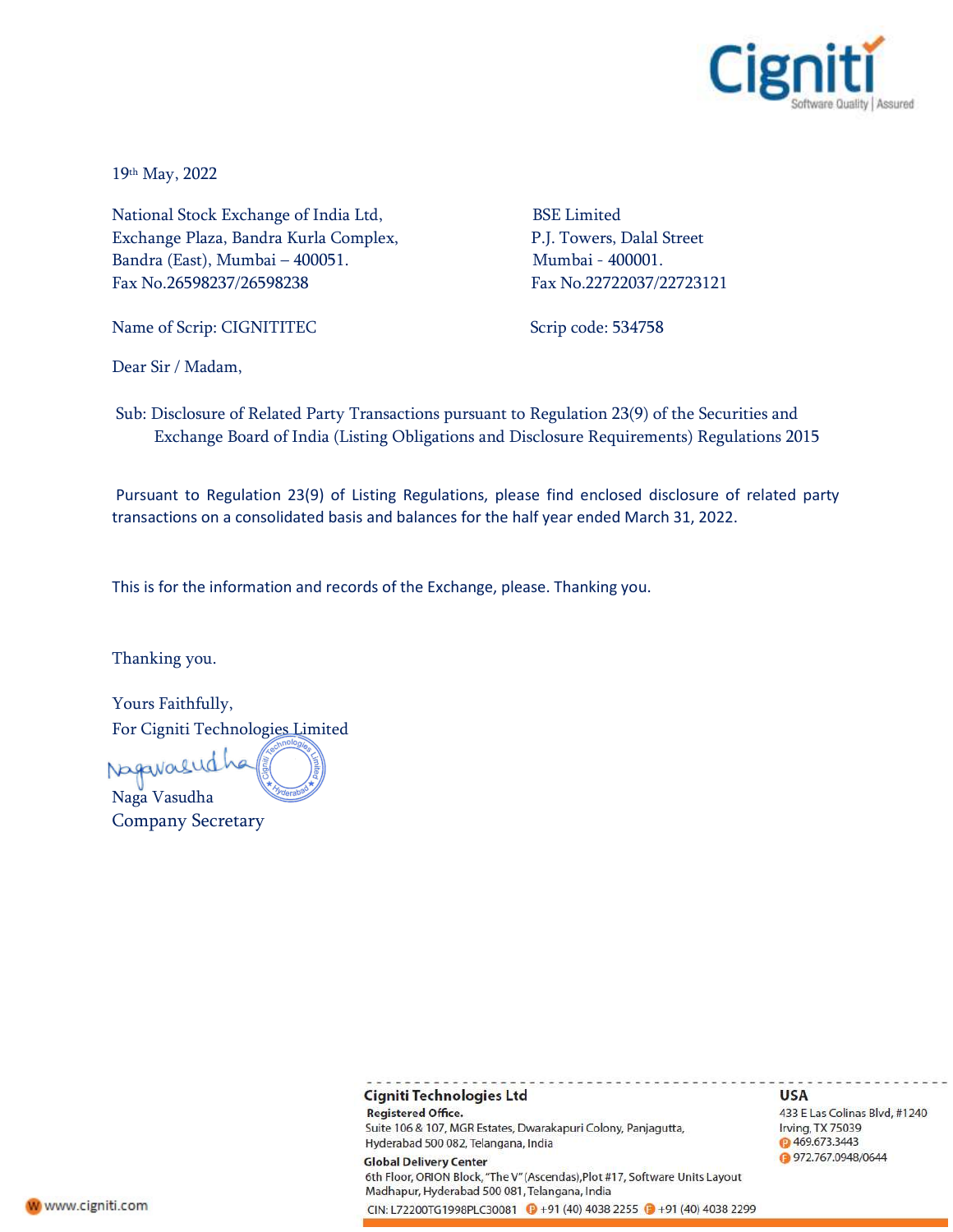19th May, 2022

National Stock Exchange of India Ltd,
Exchange Plaza, Bandra Kurla Complex,
Bandra (East), Mumbai – 400051.
Fax No.26598237/26598238

BSE Limited
P.J. Towers, Dalal Street
Mumbai - 400001.
Fax No.22722037/22723121

Name of Scrip: CIGNITITEC

Scrip code: 534758

Dear Sir / Madam,

Sub: Disclosure of Related Party Transactions pursuant to Regulation 23(9) of the Securities and Exchange Board of India (Listing Obligations and Disclosure Requirements) Regulations 2015

Pursuant to Regulation 23(9) of Listing Regulations, please find enclosed disclosure of related party transactions on a consolidated basis and balances for the half year ended March 31, 2022.

This is for the information and records of the Exchange, please. Thanking you.

Thanking you.

Yours Faithfully,
For Cigniti Technologies Limited

Naga Vasudha
Company Secretary

**Cigniti Technologies Ltd**
**Registered Office.**
Suite 106 & 107, MGR Estates, Dwarakapuri Colony, Panjagutta,
Hyderabad 500 082, Telangana, India
**Global Delivery Center**
6th Floor, ORION Block, "The V" (Ascendas), Plot #17, Software Units Layout
Madhapur, Hyderabad 500 081, Telangana, India
CIN: L72200TG1998PLC30081 P +91 (40) 4038 2255 F +91 (40) 4038 2299

**USA**
433 E Las Colinas Blvd, #1240
Irving, TX 75039
P 469.673.3443
F 972.767.0948/0644

www.cigniti.com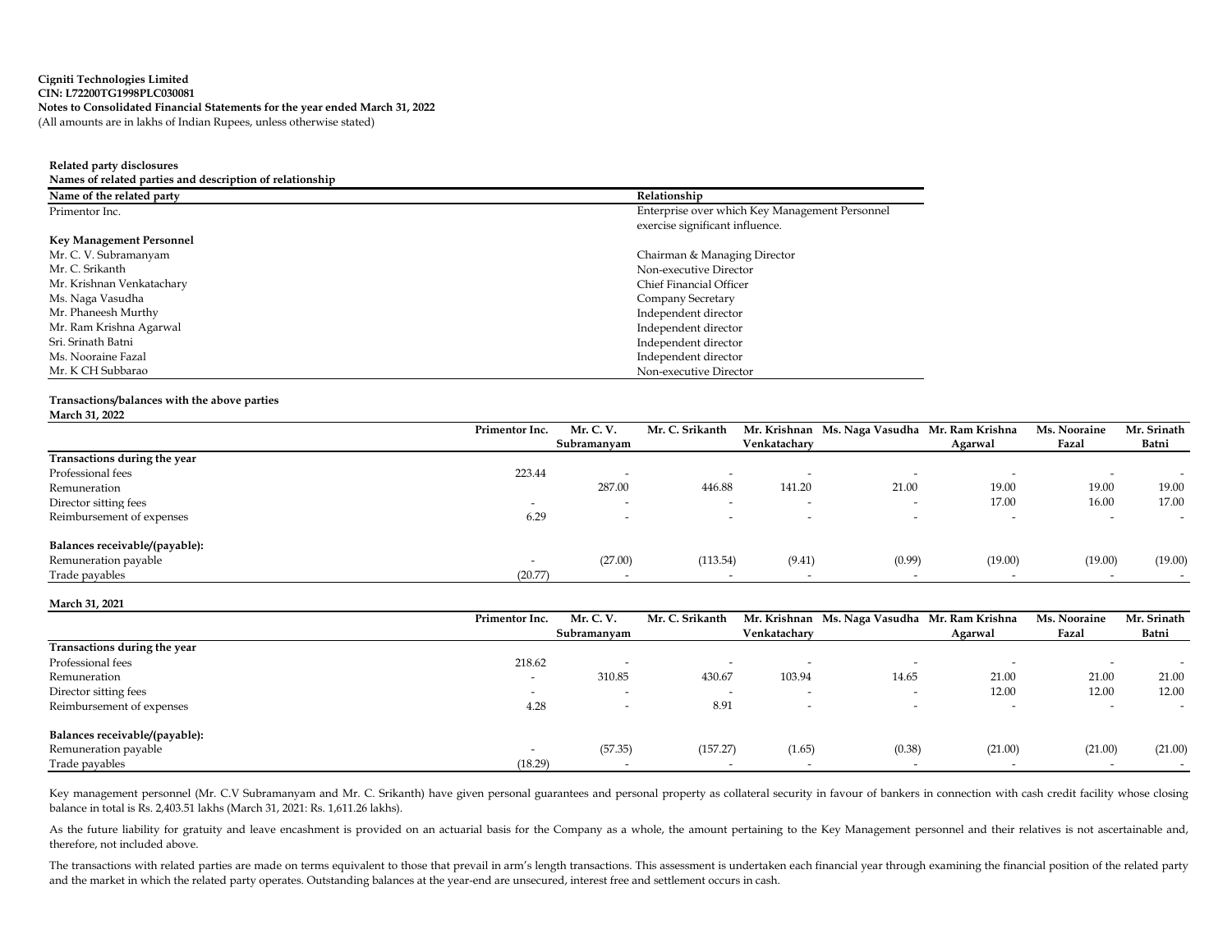**Cigniti Technologies Limited**
**CIN: L72200TG1998PLC030081**
**Notes to Consolidated Financial Statements for the year ended March 31, 2022**
(All amounts are in lakhs of Indian Rupees, unless otherwise stated)

**Related party disclosures**
**Names of related parties and description of relationship**

| Name of the related party | Relationship |
|---|---|
| Primentor Inc. | Enterprise over which Key Management Personnel exercise significant influence. |
| **Key Management Personnel** | |
| Mr. C. V. Subramanyam | Chairman & Managing Director |
| Mr. C. Srikanth | Non-executive Director |
| Mr. Krishnan Venkatachary | Chief Financial Officer |
| Ms. Naga Vasudha | Company Secretary |
| Mr. Phaneesh Murthy | Independent director |
| Mr. Ram Krishna Agarwal | Independent director |
| Sri. Srinath Batni | Independent director |
| Ms. Nooraine Fazal | Independent director |
| Mr. K CH Subbarao | Non-executive Director |

**Transactions/balances with the above parties**
**March 31, 2022**

| | Primentor Inc. | Mr. C. V. Subramanyam | Mr. C. Srikanth | Mr. Krishnan Venkatachary | Ms. Naga Vasudha | Mr. Ram Krishna Agarwal | Ms. Nooraine Fazal | Mr. Srinath Batni |
|---|---|---|---|---|---|---|---|---|
| **Transactions during the year** | | | | | | | | |
| Professional fees | 223.44 | - | - | - | - | - | - | - |
| Remuneration | | 287.00 | 446.88 | 141.20 | 21.00 | 19.00 | 19.00 | 19.00 |
| Director sitting fees | - | - | - | - | - | 17.00 | 16.00 | 17.00 |
| Reimbursement of expenses | 6.29 | - | - | - | - | - | - | - |
| **Balances receivable/(payable):** | | | | | | | | |
| Remuneration payable | - | (27.00) | (113.54) | (9.41) | (0.99) | (19.00) | (19.00) | (19.00) |
| Trade payables | (20.77) | - | - | - | - | - | - | - |

**March 31, 2021**

| | Primentor Inc. | Mr. C. V. Subramanyam | Mr. C. Srikanth | Mr. Krishnan Venkatachary | Ms. Naga Vasudha | Mr. Ram Krishna Agarwal | Ms. Nooraine Fazal | Mr. Srinath Batni |
|---|---|---|---|---|---|---|---|---|
| **Transactions during the year** | | | | | | | | |
| Professional fees | 218.62 | - | - | - | - | - | - | - |
| Remuneration | - | 310.85 | 430.67 | 103.94 | 14.65 | 21.00 | 21.00 | 21.00 |
| Director sitting fees | - | - | - | - | - | 12.00 | 12.00 | 12.00 |
| Reimbursement of expenses | 4.28 | - | 8.91 | - | - | - | - | - |
| **Balances receivable/(payable):** | | | | | | | | |
| Remuneration payable | - | (57.35) | (157.27) | (1.65) | (0.38) | (21.00) | (21.00) | (21.00) |
| Trade payables | (18.29) | - | - | - | - | - | - | - |

Key management personnel (Mr. C.V Subramanyam and Mr. C. Srikanth) have given personal guarantees and personal property as collateral security in favour of bankers in connection with cash credit facility whose closing balance in total is Rs. 2,403.51 lakhs (March 31, 2021: Rs. 1,611.26 lakhs).

As the future liability for gratuity and leave encashment is provided on an actuarial basis for the Company as a whole, the amount pertaining to the Key Management personnel and their relatives is not ascertainable and, therefore, not included above.

The transactions with related parties are made on terms equivalent to those that prevail in arm's length transactions. This assessment is undertaken each financial year through examining the financial position of the related party and the market in which the related party operates. Outstanding balances at the year-end are unsecured, interest free and settlement occurs in cash.